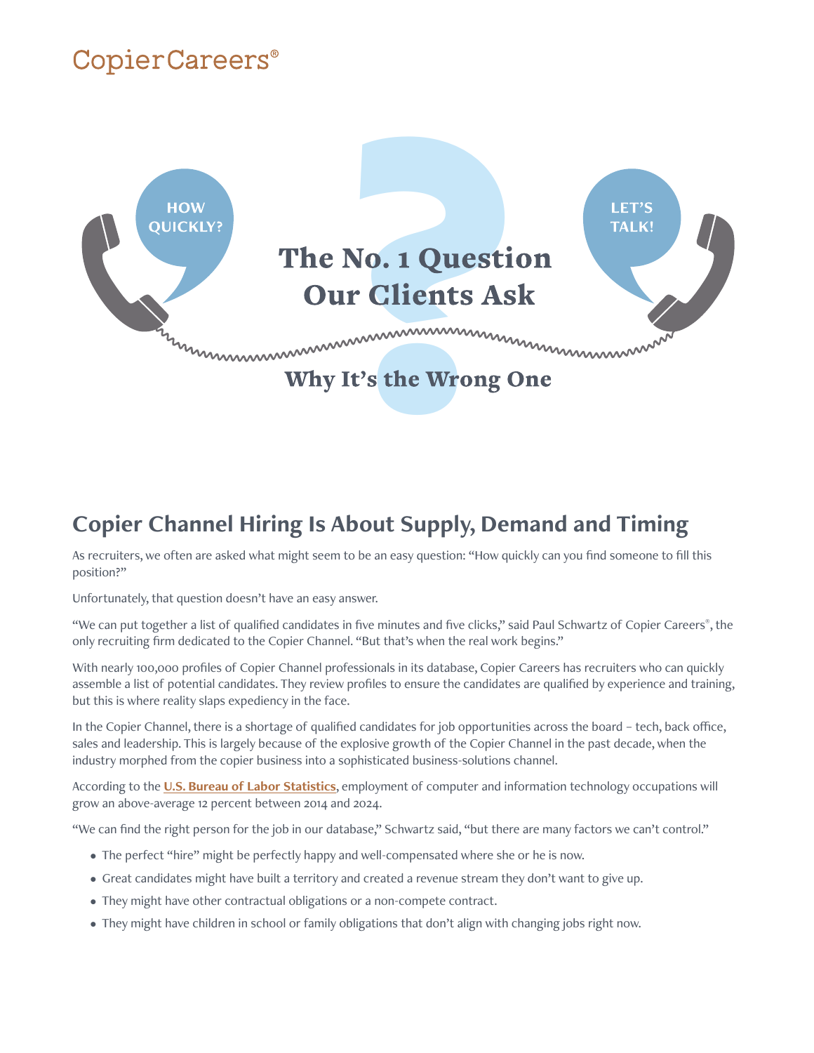CopierCareers®

HOW QUICKLY?

LET'S TALK!

# The No. 1 Question Our Clients Ask

### Why It's the Wrong One

## Copier Channel Hiring Is About Supply, Demand and Timing

As recruiters, we often are asked what might seem to be an easy question: "How quickly can you find someone to fill this position?"

Unfortunately, that question doesn't have an easy answer.

"We can put together a list of qualified candidates in five minutes and five clicks," said Paul Schwartz of Copier Careers®, the only recruiting firm dedicated to the Copier Channel. "But that's when the real work begins."

With nearly 100,000 profiles of Copier Channel professionals in its database, Copier Careers has recruiters who can quickly assemble a list of potential candidates. They review profiles to ensure the candidates are qualified by experience and training, but this is where reality slaps expediency in the face.

In the Copier Channel, there is a shortage of qualified candidates for job opportunities across the board – tech, back office, sales and leadership. This is largely because of the explosive growth of the Copier Channel in the past decade, when the industry morphed from the copier business into a sophisticated business-solutions channel.

According to the **U.S. Bureau of Labor Statistics**, employment of computer and information technology occupations will grow an above-average 12 percent between 2014 and 2024.

"We can find the right person for the job in our database," Schwartz said, "but there are many factors we can't control."

- The perfect "hire" might be perfectly happy and well-compensated where she or he is now.
- Great candidates might have built a territory and created a revenue stream they don't want to give up.
- They might have other contractual obligations or a non-compete contract.
- They might have children in school or family obligations that don't align with changing jobs right now.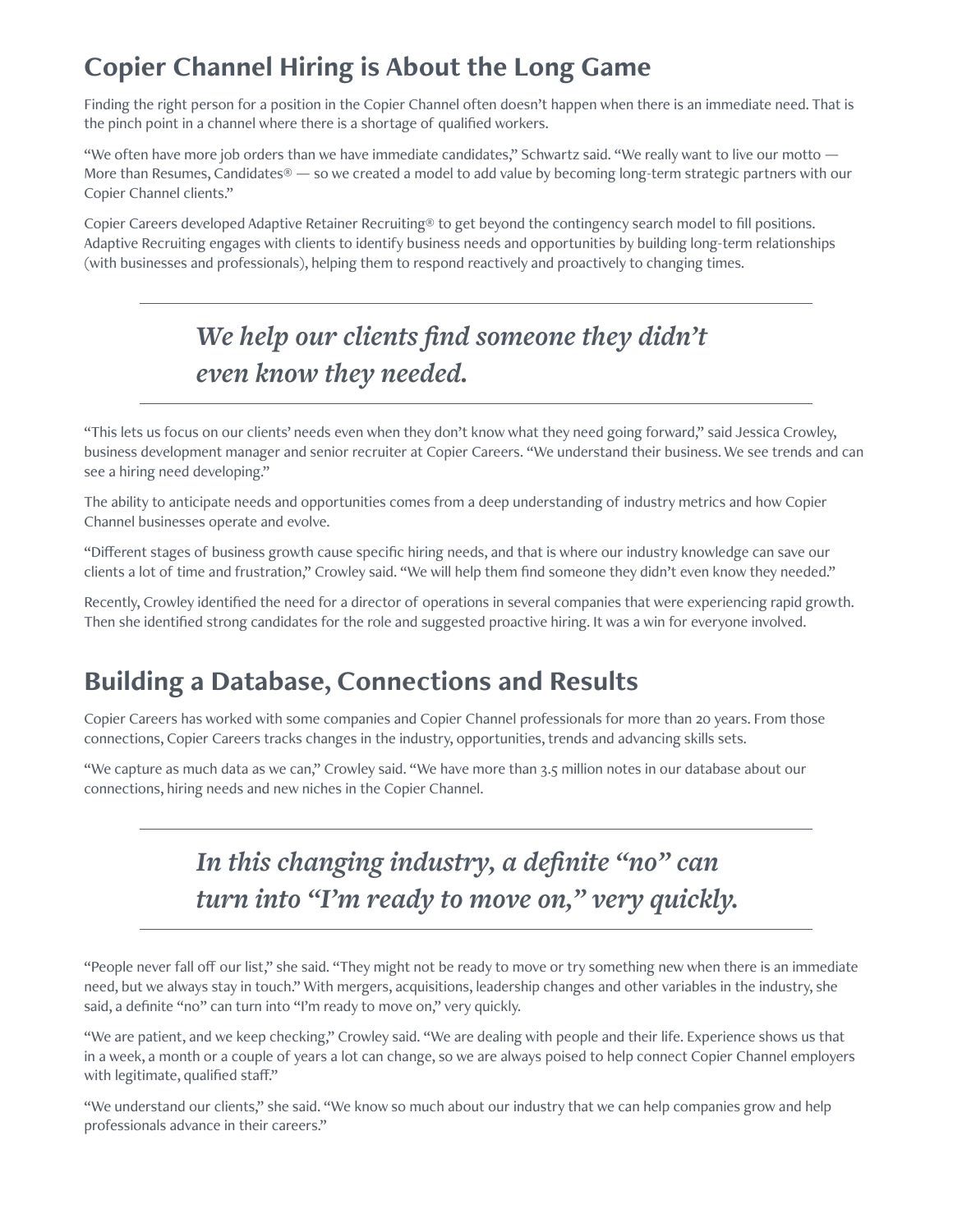## Copier Channel Hiring is About the Long Game

Finding the right person for a position in the Copier Channel often doesn't happen when there is an immediate need. That is the pinch point in a channel where there is a shortage of qualified workers.

"We often have more job orders than we have immediate candidates," Schwartz said. "We really want to live our motto — More than Resumes, Candidates® — so we created a model to add value by becoming long-term strategic partners with our Copier Channel clients."

Copier Careers developed Adaptive Retainer Recruiting® to get beyond the contingency search model to fill positions. Adaptive Recruiting engages with clients to identify business needs and opportunities by building long-term relationships (with businesses and professionals), helping them to respond reactively and proactively to changing times.

---

***We help our clients find someone they didn't even know they needed.***

---

"This lets us focus on our clients' needs even when they don't know what they need going forward," said Jessica Crowley, business development manager and senior recruiter at Copier Careers. "We understand their business. We see trends and can see a hiring need developing."

The ability to anticipate needs and opportunities comes from a deep understanding of industry metrics and how Copier Channel businesses operate and evolve.

"Different stages of business growth cause specific hiring needs, and that is where our industry knowledge can save our clients a lot of time and frustration," Crowley said. "We will help them find someone they didn't even know they needed."

Recently, Crowley identified the need for a director of operations in several companies that were experiencing rapid growth. Then she identified strong candidates for the role and suggested proactive hiring. It was a win for everyone involved.

## Building a Database, Connections and Results

Copier Careers has worked with some companies and Copier Channel professionals for more than 20 years. From those connections, Copier Careers tracks changes in the industry, opportunities, trends and advancing skills sets.

"We capture as much data as we can," Crowley said. "We have more than 3.5 million notes in our database about our connections, hiring needs and new niches in the Copier Channel.

---

***In this changing industry, a definite "no" can turn into "I'm ready to move on," very quickly.***

---

"People never fall off our list," she said. "They might not be ready to move or try something new when there is an immediate need, but we always stay in touch." With mergers, acquisitions, leadership changes and other variables in the industry, she said, a definite "no" can turn into "I'm ready to move on," very quickly.

"We are patient, and we keep checking," Crowley said. "We are dealing with people and their life. Experience shows us that in a week, a month or a couple of years a lot can change, so we are always poised to help connect Copier Channel employers with legitimate, qualified staff."

"We understand our clients," she said. "We know so much about our industry that we can help companies grow and help professionals advance in their careers."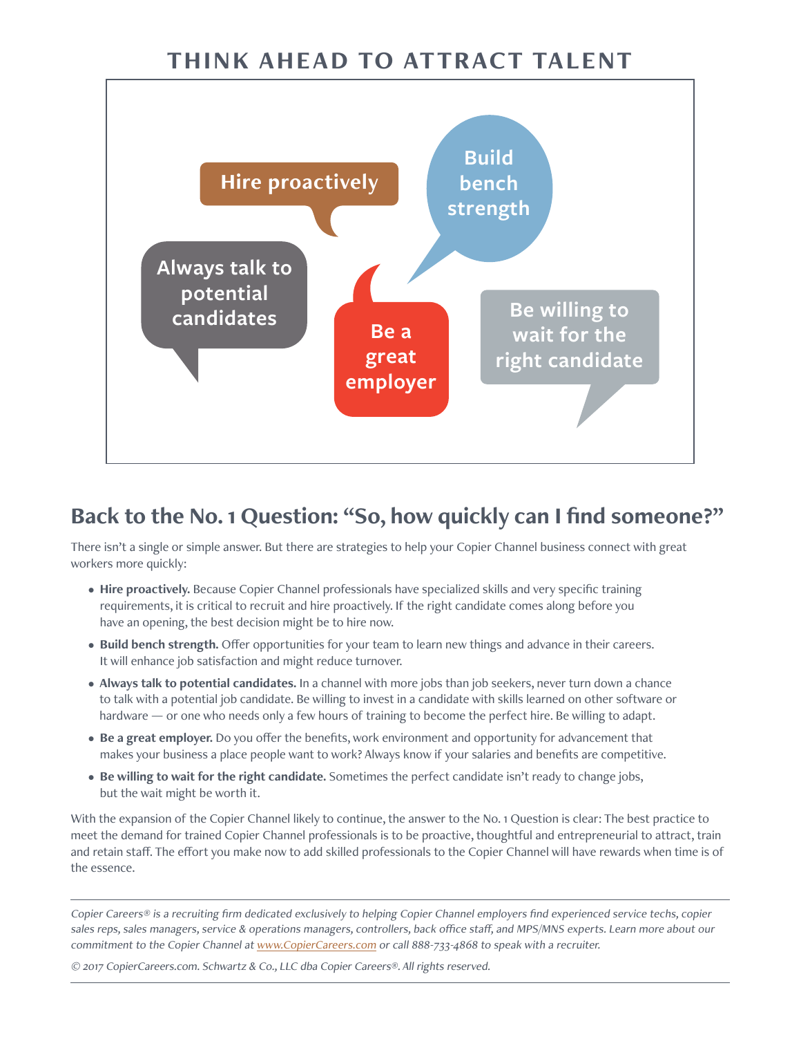## THINK AHEAD TO ATTRACT TALENT

Hire proactively

Build bench strength

Always talk to potential candidates

Be a great employer

Be willing to wait for the right candidate

## Back to the No. 1 Question: "So, how quickly can I find someone?"

There isn't a single or simple answer. But there are strategies to help your Copier Channel business connect with great workers more quickly:

- **Hire proactively.** Because Copier Channel professionals have specialized skills and very specific training requirements, it is critical to recruit and hire proactively. If the right candidate comes along before you have an opening, the best decision might be to hire now.
- **Build bench strength.** Offer opportunities for your team to learn new things and advance in their careers. It will enhance job satisfaction and might reduce turnover.
- **Always talk to potential candidates.** In a channel with more jobs than job seekers, never turn down a chance to talk with a potential job candidate. Be willing to invest in a candidate with skills learned on other software or hardware — or one who needs only a few hours of training to become the perfect hire. Be willing to adapt.
- **Be a great employer.** Do you offer the benefits, work environment and opportunity for advancement that makes your business a place people want to work? Always know if your salaries and benefits are competitive.
- **Be willing to wait for the right candidate.** Sometimes the perfect candidate isn't ready to change jobs, but the wait might be worth it.

With the expansion of the Copier Channel likely to continue, the answer to the No. 1 Question is clear: The best practice to meet the demand for trained Copier Channel professionals is to be proactive, thoughtful and entrepreneurial to attract, train and retain staff. The effort you make now to add skilled professionals to the Copier Channel will have rewards when time is of the essence.

---

*Copier Careers® is a recruiting firm dedicated exclusively to helping Copier Channel employers find experienced service techs, copier sales reps, sales managers, service & operations managers, controllers, back office staff, and MPS/MNS experts. Learn more about our commitment to the Copier Channel at [www.CopierCareers.com](http://www.CopierCareers.com) or call 888-733-4868 to speak with a recruiter.*

*© 2017 CopierCareers.com. Schwartz & Co., LLC dba Copier Careers®. All rights reserved.*